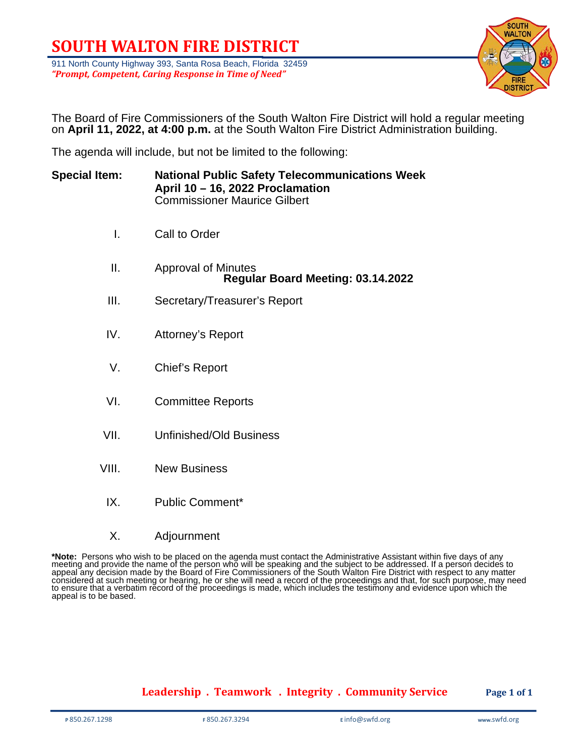# SOUTH WALTON FIRE DISTRICT

911 North County Highway 393, Santa Rosa Beach, Florida 32459
***"Prompt, Competent, Caring Response in Time of Need"***

The Board of Fire Commissioners of the South Walton Fire District will hold a regular meeting on **April 11, 2022, at 4:00 p.m.** at the South Walton Fire District Administration building.

The agenda will include, but not be limited to the following:

**Special Item:** **National Public Safety Telecommunications Week April 10 – 16, 2022 Proclamation**
Commissioner Maurice Gilbert

I. Call to Order

II. Approval of Minutes
**Regular Board Meeting: 03.14.2022**

III. Secretary/Treasurer's Report

IV. Attorney's Report

V. Chief's Report

VI. Committee Reports

VII. Unfinished/Old Business

VIII. New Business

IX. Public Comment*

X. Adjournment

***Note:** Persons who wish to be placed on the agenda must contact the Administrative Assistant within five days of any meeting and provide the name of the person who will be speaking and the subject to be addressed. If a person decides to appeal any decision made by the Board of Fire Commissioners of the South Walton Fire District with respect to any matter considered at such meeting or hearing, he or she will need a record of the proceedings and that, for such purpose, may need to ensure that a verbatim record of the proceedings is made, which includes the testimony and evidence upon which the appeal is to be based.

**Leadership . Teamwork . Integrity . Community Service**

P 850.267.1298 F 850.267.3294 E info@swfd.org www.swfd.org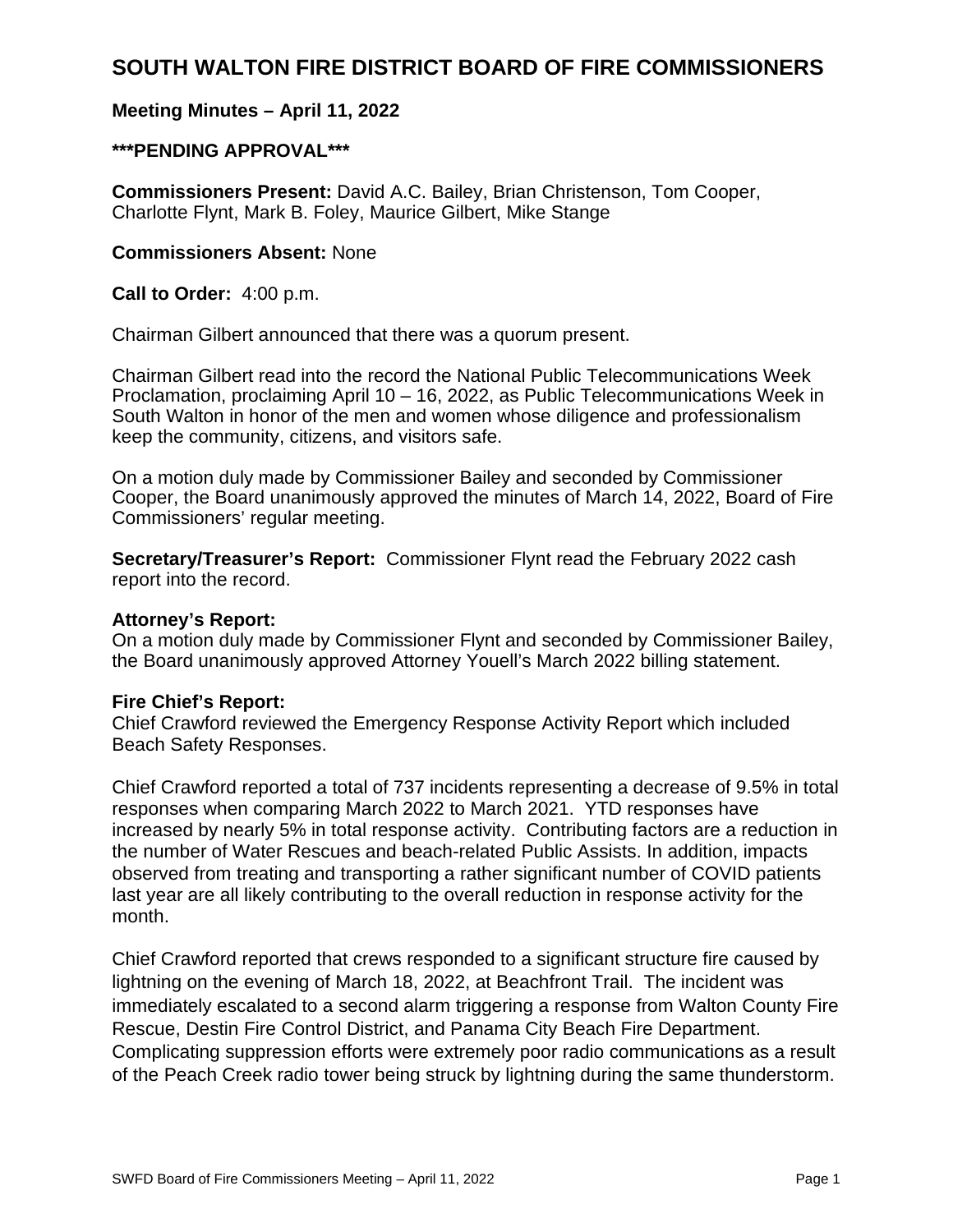# SOUTH WALTON FIRE DISTRICT BOARD OF FIRE COMMISSIONERS

**Meeting Minutes – April 11, 2022**

**\*\*\*PENDING APPROVAL\*\*\***

**Commissioners Present:** David A.C. Bailey, Brian Christenson, Tom Cooper, Charlotte Flynt, Mark B. Foley, Maurice Gilbert, Mike Stange

**Commissioners Absent:** None

**Call to Order:** 4:00 p.m.

Chairman Gilbert announced that there was a quorum present.

Chairman Gilbert read into the record the National Public Telecommunications Week Proclamation, proclaiming April 10 – 16, 2022, as Public Telecommunications Week in South Walton in honor of the men and women whose diligence and professionalism keep the community, citizens, and visitors safe.

On a motion duly made by Commissioner Bailey and seconded by Commissioner Cooper, the Board unanimously approved the minutes of March 14, 2022, Board of Fire Commissioners' regular meeting.

**Secretary/Treasurer's Report:** Commissioner Flynt read the February 2022 cash report into the record.

**Attorney's Report:**
On a motion duly made by Commissioner Flynt and seconded by Commissioner Bailey, the Board unanimously approved Attorney Youell's March 2022 billing statement.

**Fire Chief's Report:**
Chief Crawford reviewed the Emergency Response Activity Report which included Beach Safety Responses.

Chief Crawford reported a total of 737 incidents representing a decrease of 9.5% in total responses when comparing March 2022 to March 2021. YTD responses have increased by nearly 5% in total response activity. Contributing factors are a reduction in the number of Water Rescues and beach-related Public Assists. In addition, impacts observed from treating and transporting a rather significant number of COVID patients last year are all likely contributing to the overall reduction in response activity for the month.

Chief Crawford reported that crews responded to a significant structure fire caused by lightning on the evening of March 18, 2022, at Beachfront Trail. The incident was immediately escalated to a second alarm triggering a response from Walton County Fire Rescue, Destin Fire Control District, and Panama City Beach Fire Department. Complicating suppression efforts were extremely poor radio communications as a result of the Peach Creek radio tower being struck by lightning during the same thunderstorm.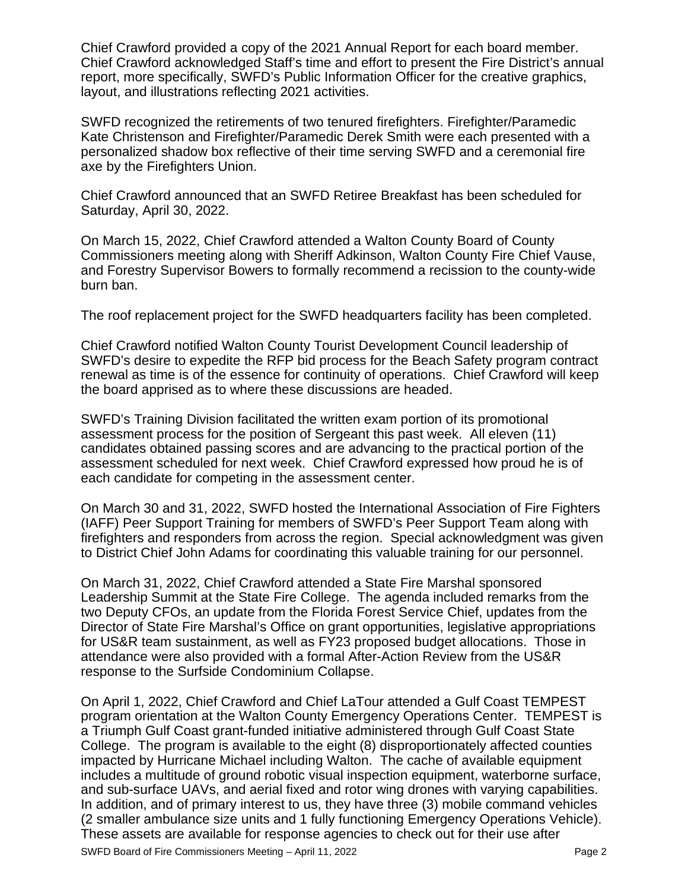Chief Crawford provided a copy of the 2021 Annual Report for each board member. Chief Crawford acknowledged Staff's time and effort to present the Fire District's annual report, more specifically, SWFD's Public Information Officer for the creative graphics, layout, and illustrations reflecting 2021 activities.

SWFD recognized the retirements of two tenured firefighters. Firefighter/Paramedic Kate Christenson and Firefighter/Paramedic Derek Smith were each presented with a personalized shadow box reflective of their time serving SWFD and a ceremonial fire axe by the Firefighters Union.

Chief Crawford announced that an SWFD Retiree Breakfast has been scheduled for Saturday, April 30, 2022.

On March 15, 2022, Chief Crawford attended a Walton County Board of County Commissioners meeting along with Sheriff Adkinson, Walton County Fire Chief Vause, and Forestry Supervisor Bowers to formally recommend a recission to the county-wide burn ban.

The roof replacement project for the SWFD headquarters facility has been completed.

Chief Crawford notified Walton County Tourist Development Council leadership of SWFD's desire to expedite the RFP bid process for the Beach Safety program contract renewal as time is of the essence for continuity of operations. Chief Crawford will keep the board apprised as to where these discussions are headed.

SWFD's Training Division facilitated the written exam portion of its promotional assessment process for the position of Sergeant this past week. All eleven (11) candidates obtained passing scores and are advancing to the practical portion of the assessment scheduled for next week. Chief Crawford expressed how proud he is of each candidate for competing in the assessment center.

On March 30 and 31, 2022, SWFD hosted the International Association of Fire Fighters (IAFF) Peer Support Training for members of SWFD's Peer Support Team along with firefighters and responders from across the region. Special acknowledgment was given to District Chief John Adams for coordinating this valuable training for our personnel.

On March 31, 2022, Chief Crawford attended a State Fire Marshal sponsored Leadership Summit at the State Fire College. The agenda included remarks from the two Deputy CFOs, an update from the Florida Forest Service Chief, updates from the Director of State Fire Marshal's Office on grant opportunities, legislative appropriations for US&R team sustainment, as well as FY23 proposed budget allocations. Those in attendance were also provided with a formal After-Action Review from the US&R response to the Surfside Condominium Collapse.

On April 1, 2022, Chief Crawford and Chief LaTour attended a Gulf Coast TEMPEST program orientation at the Walton County Emergency Operations Center. TEMPEST is a Triumph Gulf Coast grant-funded initiative administered through Gulf Coast State College. The program is available to the eight (8) disproportionately affected counties impacted by Hurricane Michael including Walton. The cache of available equipment includes a multitude of ground robotic visual inspection equipment, waterborne surface, and sub-surface UAVs, and aerial fixed and rotor wing drones with varying capabilities. In addition, and of primary interest to us, they have three (3) mobile command vehicles (2 smaller ambulance size units and 1 fully functioning Emergency Operations Vehicle). These assets are available for response agencies to check out for their use after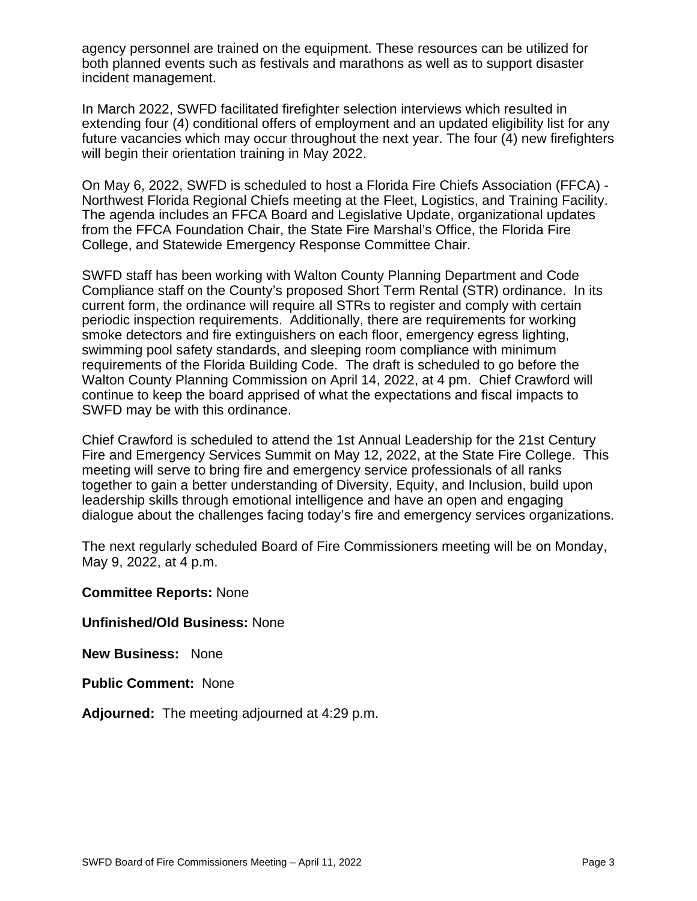agency personnel are trained on the equipment. These resources can be utilized for both planned events such as festivals and marathons as well as to support disaster incident management.

In March 2022, SWFD facilitated firefighter selection interviews which resulted in extending four (4) conditional offers of employment and an updated eligibility list for any future vacancies which may occur throughout the next year. The four (4) new firefighters will begin their orientation training in May 2022.

On May 6, 2022, SWFD is scheduled to host a Florida Fire Chiefs Association (FFCA) - Northwest Florida Regional Chiefs meeting at the Fleet, Logistics, and Training Facility. The agenda includes an FFCA Board and Legislative Update, organizational updates from the FFCA Foundation Chair, the State Fire Marshal's Office, the Florida Fire College, and Statewide Emergency Response Committee Chair.

SWFD staff has been working with Walton County Planning Department and Code Compliance staff on the County's proposed Short Term Rental (STR) ordinance. In its current form, the ordinance will require all STRs to register and comply with certain periodic inspection requirements. Additionally, there are requirements for working smoke detectors and fire extinguishers on each floor, emergency egress lighting, swimming pool safety standards, and sleeping room compliance with minimum requirements of the Florida Building Code. The draft is scheduled to go before the Walton County Planning Commission on April 14, 2022, at 4 pm. Chief Crawford will continue to keep the board apprised of what the expectations and fiscal impacts to SWFD may be with this ordinance.

Chief Crawford is scheduled to attend the 1st Annual Leadership for the 21st Century Fire and Emergency Services Summit on May 12, 2022, at the State Fire College. This meeting will serve to bring fire and emergency service professionals of all ranks together to gain a better understanding of Diversity, Equity, and Inclusion, build upon leadership skills through emotional intelligence and have an open and engaging dialogue about the challenges facing today's fire and emergency services organizations.

The next regularly scheduled Board of Fire Commissioners meeting will be on Monday, May 9, 2022, at 4 p.m.

**Committee Reports:** None

**Unfinished/Old Business:** None

**New Business:** None

**Public Comment:** None

**Adjourned:** The meeting adjourned at 4:29 p.m.